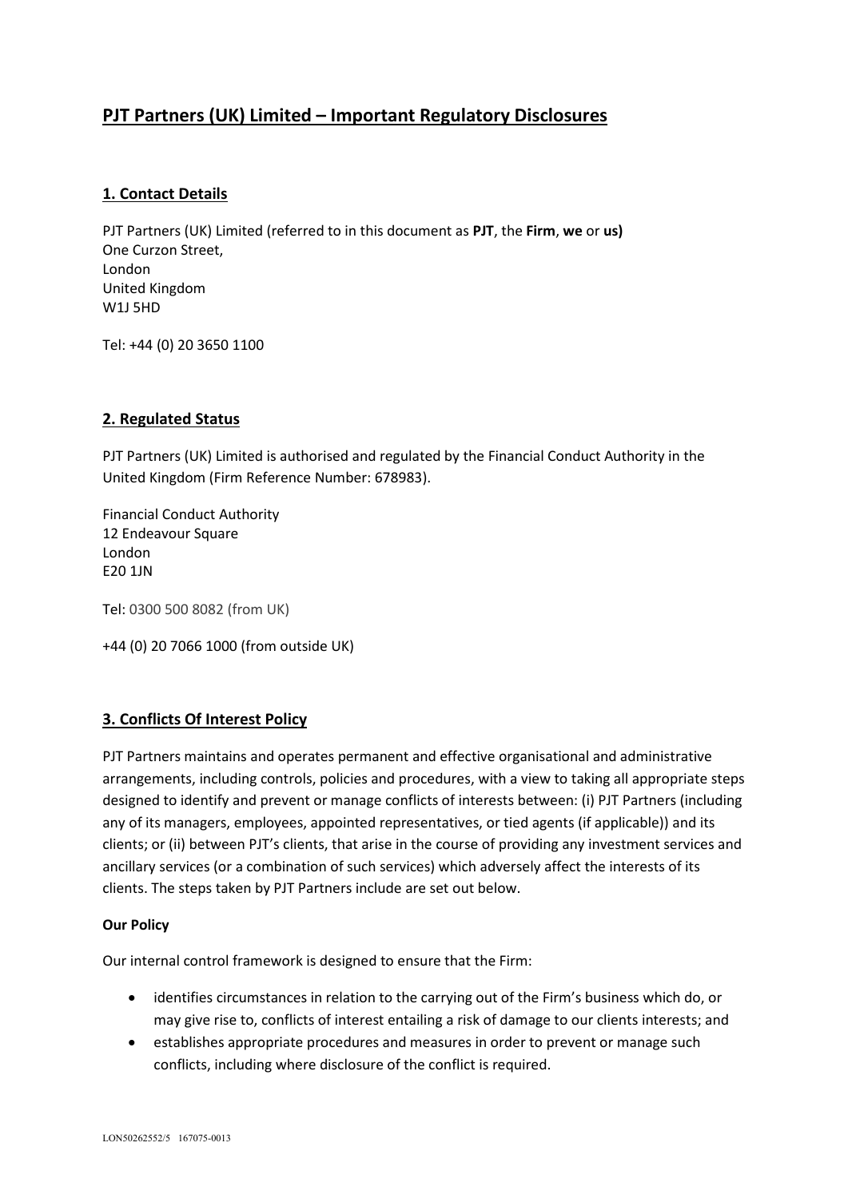# PJT Partners (UK) Limited – Important Regulatory Disclosures

## 1. Contact Details

PJT Partners (UK) Limited (referred to in this document as **PJT**, the **Firm**, **we** or **us)**
One Curzon Street,
London
United Kingdom
W1J 5HD

Tel: +44 (0) 20 3650 1100

## 2. Regulated Status

PJT Partners (UK) Limited is authorised and regulated by the Financial Conduct Authority in the United Kingdom (Firm Reference Number: 678983).

Financial Conduct Authority
12 Endeavour Square
London
E20 1JN

Tel: 0300 500 8082 (from UK)

+44 (0) 20 7066 1000 (from outside UK)

## 3. Conflicts Of Interest Policy

PJT Partners maintains and operates permanent and effective organisational and administrative arrangements, including controls, policies and procedures, with a view to taking all appropriate steps designed to identify and prevent or manage conflicts of interests between: (i) PJT Partners (including any of its managers, employees, appointed representatives, or tied agents (if applicable)) and its clients; or (ii) between PJT's clients, that arise in the course of providing any investment services and ancillary services (or a combination of such services) which adversely affect the interests of its clients. The steps taken by PJT Partners include are set out below.

**Our Policy**

Our internal control framework is designed to ensure that the Firm:

- identifies circumstances in relation to the carrying out of the Firm's business which do, or may give rise to, conflicts of interest entailing a risk of damage to our clients interests; and
- establishes appropriate procedures and measures in order to prevent or manage such conflicts, including where disclosure of the conflict is required.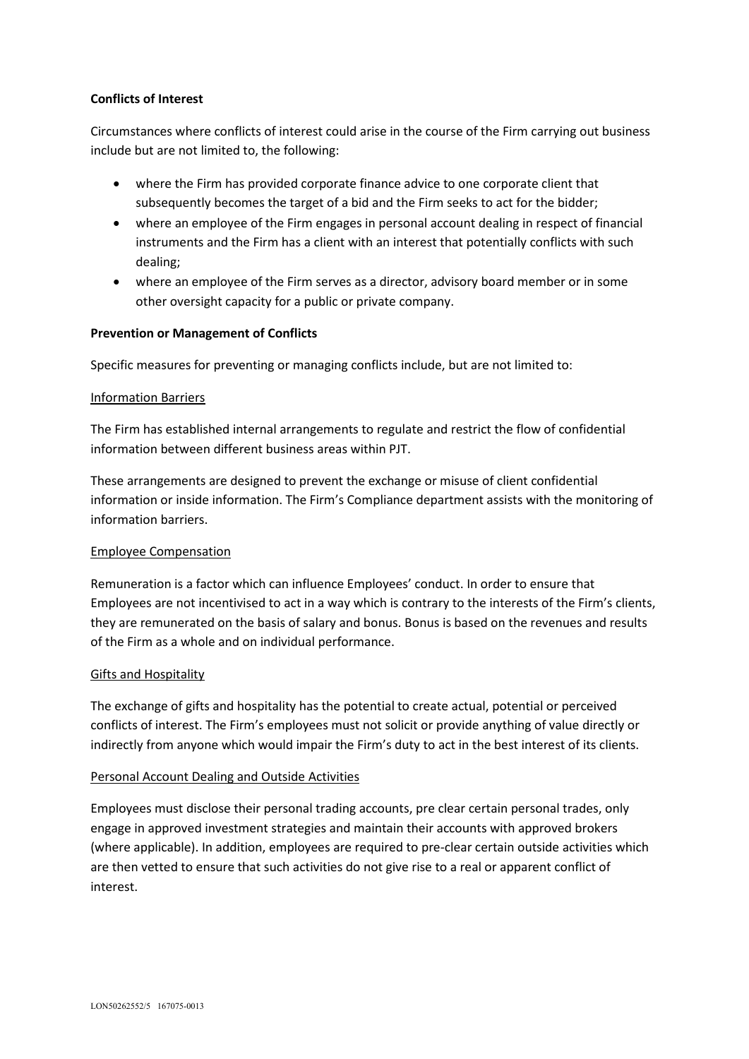**Conflicts of Interest**

Circumstances where conflicts of interest could arise in the course of the Firm carrying out business include but are not limited to, the following:

- where the Firm has provided corporate finance advice to one corporate client that subsequently becomes the target of a bid and the Firm seeks to act for the bidder;
- where an employee of the Firm engages in personal account dealing in respect of financial instruments and the Firm has a client with an interest that potentially conflicts with such dealing;
- where an employee of the Firm serves as a director, advisory board member or in some other oversight capacity for a public or private company.

**Prevention or Management of Conflicts**

Specific measures for preventing or managing conflicts include, but are not limited to:

Information Barriers

The Firm has established internal arrangements to regulate and restrict the flow of confidential information between different business areas within PJT.

These arrangements are designed to prevent the exchange or misuse of client confidential information or inside information. The Firm's Compliance department assists with the monitoring of information barriers.

Employee Compensation

Remuneration is a factor which can influence Employees' conduct. In order to ensure that Employees are not incentivised to act in a way which is contrary to the interests of the Firm's clients, they are remunerated on the basis of salary and bonus. Bonus is based on the revenues and results of the Firm as a whole and on individual performance.

Gifts and Hospitality

The exchange of gifts and hospitality has the potential to create actual, potential or perceived conflicts of interest. The Firm's employees must not solicit or provide anything of value directly or indirectly from anyone which would impair the Firm's duty to act in the best interest of its clients.

Personal Account Dealing and Outside Activities

Employees must disclose their personal trading accounts, pre clear certain personal trades, only engage in approved investment strategies and maintain their accounts with approved brokers (where applicable). In addition, employees are required to pre-clear certain outside activities which are then vetted to ensure that such activities do not give rise to a real or apparent conflict of interest.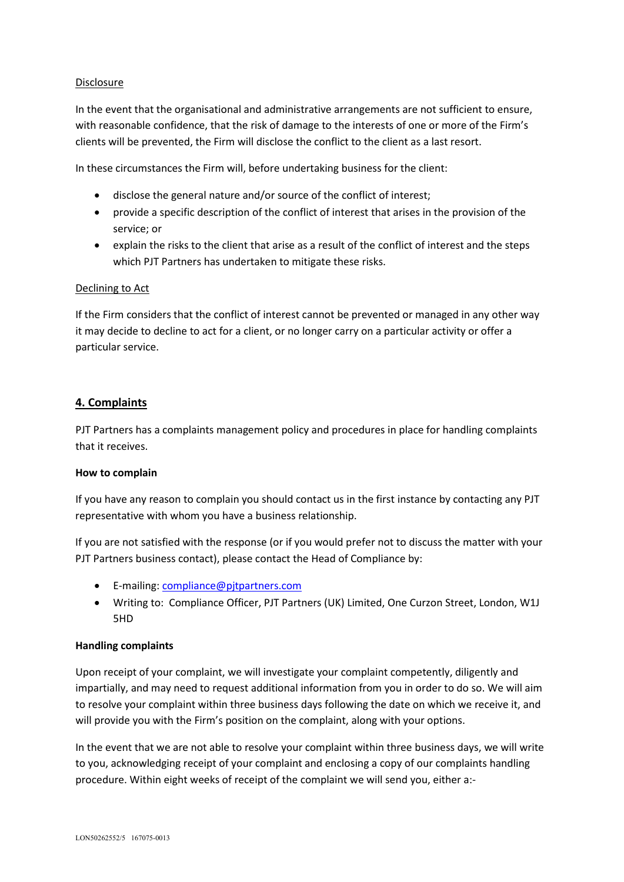Disclosure

In the event that the organisational and administrative arrangements are not sufficient to ensure, with reasonable confidence, that the risk of damage to the interests of one or more of the Firm's clients will be prevented, the Firm will disclose the conflict to the client as a last resort.

In these circumstances the Firm will, before undertaking business for the client:

- disclose the general nature and/or source of the conflict of interest;
- provide a specific description of the conflict of interest that arises in the provision of the service; or
- explain the risks to the client that arise as a result of the conflict of interest and the steps which PJT Partners has undertaken to mitigate these risks.

Declining to Act

If the Firm considers that the conflict of interest cannot be prevented or managed in any other way it may decide to decline to act for a client, or no longer carry on a particular activity or offer a particular service.

## 4. Complaints

PJT Partners has a complaints management policy and procedures in place for handling complaints that it receives.

**How to complain**

If you have any reason to complain you should contact us in the first instance by contacting any PJT representative with whom you have a business relationship.

If you are not satisfied with the response (or if you would prefer not to discuss the matter with your PJT Partners business contact), please contact the Head of Compliance by:

- E-mailing: compliance@pjtpartners.com
- Writing to: Compliance Officer, PJT Partners (UK) Limited, One Curzon Street, London, W1J 5HD

**Handling complaints**

Upon receipt of your complaint, we will investigate your complaint competently, diligently and impartially, and may need to request additional information from you in order to do so. We will aim to resolve your complaint within three business days following the date on which we receive it, and will provide you with the Firm's position on the complaint, along with your options.

In the event that we are not able to resolve your complaint within three business days, we will write to you, acknowledging receipt of your complaint and enclosing a copy of our complaints handling procedure. Within eight weeks of receipt of the complaint we will send you, either a:-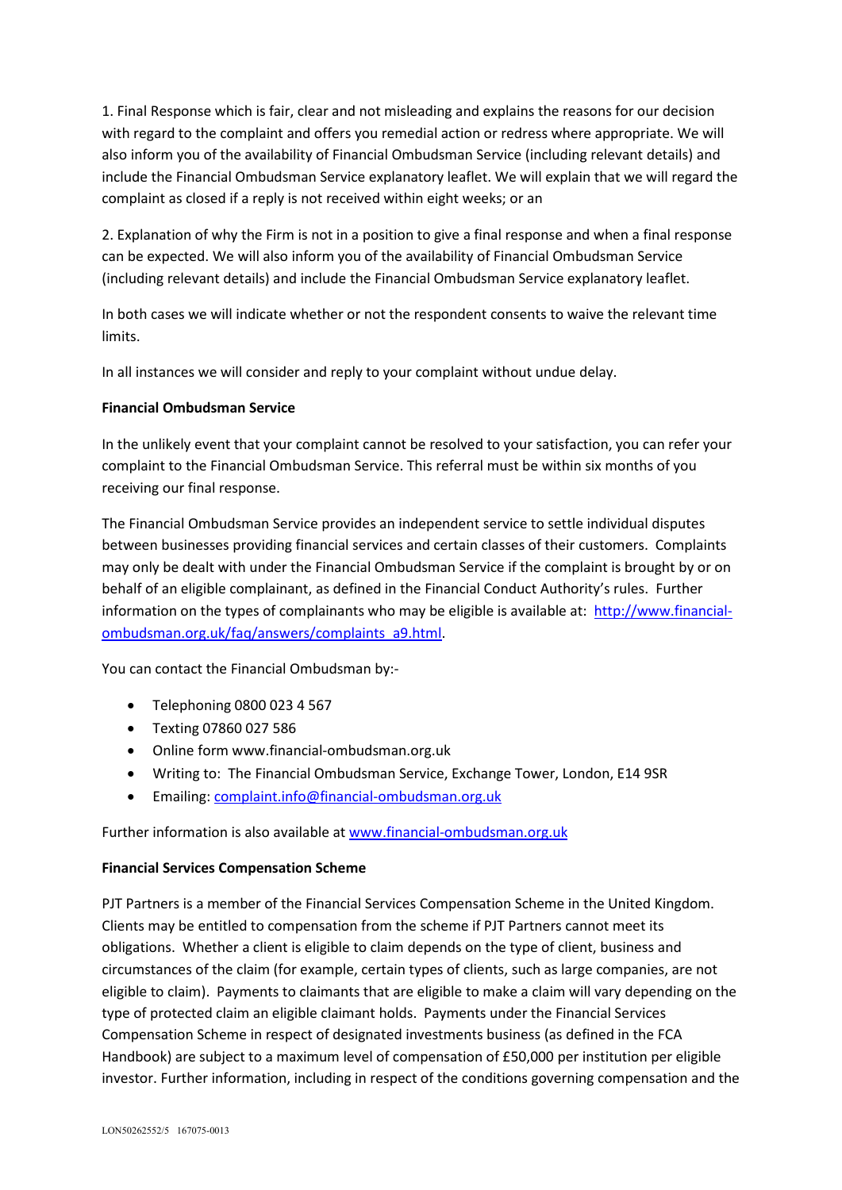1. Final Response which is fair, clear and not misleading and explains the reasons for our decision with regard to the complaint and offers you remedial action or redress where appropriate. We will also inform you of the availability of Financial Ombudsman Service (including relevant details) and include the Financial Ombudsman Service explanatory leaflet. We will explain that we will regard the complaint as closed if a reply is not received within eight weeks; or an

2. Explanation of why the Firm is not in a position to give a final response and when a final response can be expected. We will also inform you of the availability of Financial Ombudsman Service (including relevant details) and include the Financial Ombudsman Service explanatory leaflet.

In both cases we will indicate whether or not the respondent consents to waive the relevant time limits.

In all instances we will consider and reply to your complaint without undue delay.

**Financial Ombudsman Service**

In the unlikely event that your complaint cannot be resolved to your satisfaction, you can refer your complaint to the Financial Ombudsman Service. This referral must be within six months of you receiving our final response.

The Financial Ombudsman Service provides an independent service to settle individual disputes between businesses providing financial services and certain classes of their customers. Complaints may only be dealt with under the Financial Ombudsman Service if the complaint is brought by or on behalf of an eligible complainant, as defined in the Financial Conduct Authority's rules. Further information on the types of complainants who may be eligible is available at: [http://www.financial-ombudsman.org.uk/faq/answers/complaints_a9.html](http://www.financial-ombudsman.org.uk/faq/answers/complaints_a9.html).

You can contact the Financial Ombudsman by:-

- Telephoning 0800 023 4 567
- Texting 07860 027 586
- Online form www.financial-ombudsman.org.uk
- Writing to: The Financial Ombudsman Service, Exchange Tower, London, E14 9SR
- Emailing: [complaint.info@financial-ombudsman.org.uk](mailto:complaint.info@financial-ombudsman.org.uk)

Further information is also available at [www.financial-ombudsman.org.uk](http://www.financial-ombudsman.org.uk)

**Financial Services Compensation Scheme**

PJT Partners is a member of the Financial Services Compensation Scheme in the United Kingdom. Clients may be entitled to compensation from the scheme if PJT Partners cannot meet its obligations. Whether a client is eligible to claim depends on the type of client, business and circumstances of the claim (for example, certain types of clients, such as large companies, are not eligible to claim). Payments to claimants that are eligible to make a claim will vary depending on the type of protected claim an eligible claimant holds. Payments under the Financial Services Compensation Scheme in respect of designated investments business (as defined in the FCA Handbook) are subject to a maximum level of compensation of £50,000 per institution per eligible investor. Further information, including in respect of the conditions governing compensation and the

LON50262552/5 167075-0013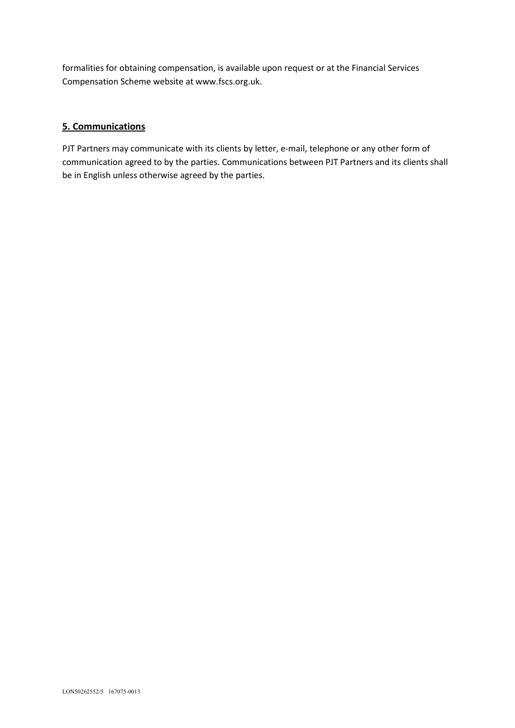formalities for obtaining compensation, is available upon request or at the Financial Services Compensation Scheme website at www.fscs.org.uk.

## **5. Communications**

PJT Partners may communicate with its clients by letter, e-mail, telephone or any other form of communication agreed to by the parties. Communications between PJT Partners and its clients shall be in English unless otherwise agreed by the parties.

LON50262552/5 167075-0013